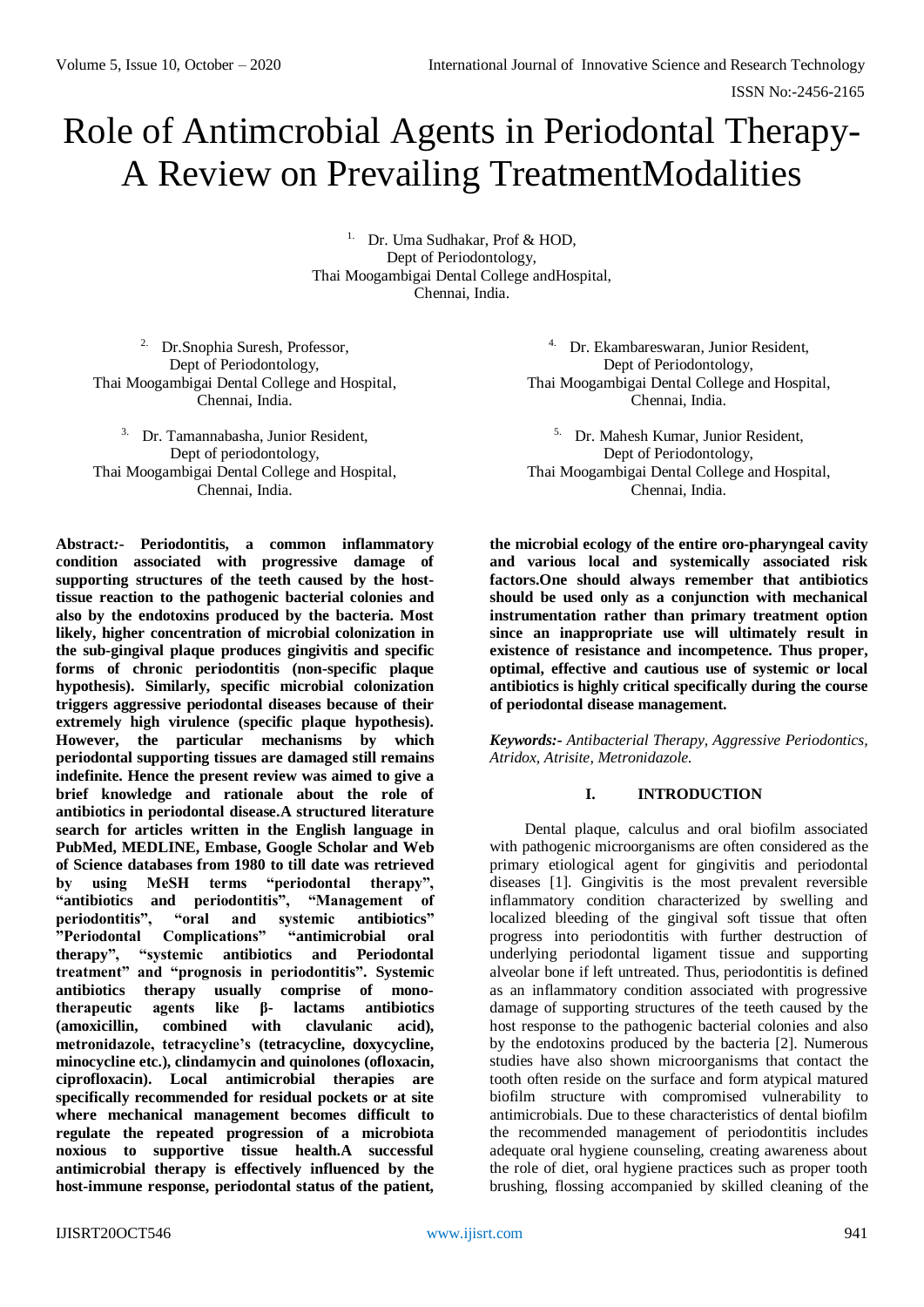# Role of Antimcrobial Agents in Periodontal Therapy- A Review on Prevailing TreatmentModalities

1. Dr. Uma Sudhakar, Prof & HOD,
Dept of Periodontology,
Thai Moogambigai Dental College andHospital,
Chennai, India.

2. Dr.Snophia Suresh, Professor,
Dept of Periodontology,
Thai Moogambigai Dental College and Hospital,
Chennai, India.

3. Dr. Tamannabasha, Junior Resident,
Dept of periodontology,
Thai Moogambigai Dental College and Hospital,
Chennai, India.

4. Dr. Ekambareswaran, Junior Resident,
Dept of Periodontology,
Thai Moogambigai Dental College and Hospital,
Chennai, India.

5. Dr. Mahesh Kumar, Junior Resident,
Dept of Periodontology,
Thai Moogambigai Dental College and Hospital,
Chennai, India.

**Abstract:- Periodontitis, a common inflammatory condition associated with progressive damage of supporting structures of the teeth caused by the host-tissue reaction to the pathogenic bacterial colonies and also by the endotoxins produced by the bacteria. Most likely, higher concentration of microbial colonization in the sub-gingival plaque produces gingivitis and specific forms of chronic periodontitis (non-specific plaque hypothesis). Similarly, specific microbial colonization triggers aggressive periodontal diseases because of their extremely high virulence (specific plaque hypothesis). However, the particular mechanisms by which periodontal supporting tissues are damaged still remains indefinite. Hence the present review was aimed to give a brief knowledge and rationale about the role of antibiotics in periodontal disease.A structured literature search for articles written in the English language in PubMed, MEDLINE, Embase, Google Scholar and Web of Science databases from 1980 to till date was retrieved by using MeSH terms "periodontal therapy", "antibiotics and periodontitis", "Management of periodontitis", "oral and systemic antibiotics" "Periodontal Complications" "antimicrobial oral therapy", "systemic antibiotics and Periodontal treatment" and "prognosis in periodontitis". Systemic antibiotics therapy usually comprise of mono-therapeutic agents like β- lactams antibiotics (amoxicillin, combined with clavulanic acid), metronidazole, tetracycline's (tetracycline, doxycycline, minocycline etc.), clindamycin and quinolones (ofloxacin, ciprofloxacin). Local antimicrobial therapies are specifically recommended for residual pockets or at site where mechanical management becomes difficult to regulate the repeated progression of a microbiota noxious to supportive tissue health.A successful antimicrobial therapy is effectively influenced by the host-immune response, periodontal status of the patient, the microbial ecology of the entire oro-pharyngeal cavity and various local and systemically associated risk factors.One should always remember that antibiotics should be used only as a conjunction with mechanical instrumentation rather than primary treatment option since an inappropriate use will ultimately result in existence of resistance and incompetence. Thus proper, optimal, effective and cautious use of systemic or local antibiotics is highly critical specifically during the course of periodontal disease management.**

***Keywords:-*** *Antibacterial Therapy, Aggressive Periodontics, Atridox, Atrisite, Metronidazole.*

## I. INTRODUCTION

Dental plaque, calculus and oral biofilm associated with pathogenic microorganisms are often considered as the primary etiological agent for gingivitis and periodontal diseases [1]. Gingivitis is the most prevalent reversible inflammatory condition characterized by swelling and localized bleeding of the gingival soft tissue that often progress into periodontitis with further destruction of underlying periodontal ligament tissue and supporting alveolar bone if left untreated. Thus, periodontitis is defined as an inflammatory condition associated with progressive damage of supporting structures of the teeth caused by the host response to the pathogenic bacterial colonies and also by the endotoxins produced by the bacteria [2]. Numerous studies have also shown microorganisms that contact the tooth often reside on the surface and form atypical matured biofilm structure with compromised vulnerability to antimicrobials. Due to these characteristics of dental biofilm the recommended management of periodontitis includes adequate oral hygiene counseling, creating awareness about the role of diet, oral hygiene practices such as proper tooth brushing, flossing accompanied by skilled cleaning of the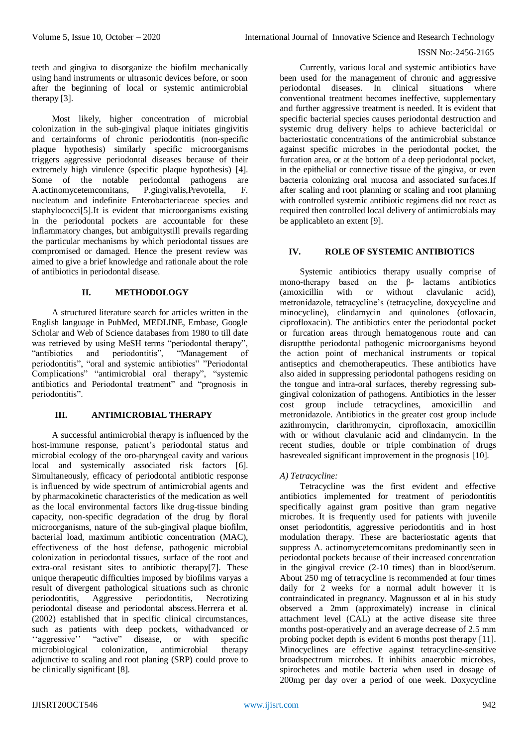teeth and gingiva to disorganize the biofilm mechanically using hand instruments or ultrasonic devices before, or soon after the beginning of local or systemic antimicrobial therapy [3].

Most likely, higher concentration of microbial colonization in the sub-gingival plaque initiates gingivitis and certainforms of chronic periodontitis (non-specific plaque hypothesis) similarly specific microorganisms triggers aggressive periodontal diseases because of their extremely high virulence (specific plaque hypothesis) [4]. Some of the notable periodontal pathogens are A.actinomycetemcomitans, P.gingivalis,Prevotella, F. nucleatum and indefinite Enterobacteriaceae species and staphylococci[5].It is evident that microorganisms existing in the periodontal pockets are accountable for these inflammatory changes, but ambiguitystill prevails regarding the particular mechanisms by which periodontal tissues are compromised or damaged. Hence the present review was aimed to give a brief knowledge and rationale about the role of antibiotics in periodontal disease.

## II. METHODOLOGY

A structured literature search for articles written in the English language in PubMed, MEDLINE, Embase, Google Scholar and Web of Science databases from 1980 to till date was retrieved by using MeSH terms "periodontal therapy", "antibiotics and periodontitis", "Management of periodontitis", "oral and systemic antibiotics" "Periodontal Complications" "antimicrobial oral therapy", "systemic antibiotics and Periodontal treatment" and "prognosis in periodontitis".

## III. ANTIMICROBIAL THERAPY

A successful antimicrobial therapy is influenced by the host-immune response, patient's periodontal status and microbial ecology of the oro-pharyngeal cavity and various local and systemically associated risk factors [6]. Simultaneously, efficacy of periodontal antibiotic response is influenced by wide spectrum of antimicrobial agents and by pharmacokinetic characteristics of the medication as well as the local environmental factors like drug-tissue binding capacity, non-specific degradation of the drug by floral microorganisms, nature of the sub-gingival plaque biofilm, bacterial load, maximum antibiotic concentration (MAC), effectiveness of the host defense, pathogenic microbial colonization in periodontal tissues, surface of the root and extra-oral resistant sites to antibiotic therapy[7]. These unique therapeutic difficulties imposed by biofilms varyas a result of divergent pathological situations such as chronic periodontitis, Aggressive periodontitis, Necrotizing periodontal disease and periodontal abscess.Herrera et al. (2002) established that in specific clinical circumstances, such as patients with deep pockets, withadvanced or ''aggressive'' "active" disease, or with specific microbiological colonization, antimicrobial therapy adjunctive to scaling and root planing (SRP) could prove to be clinically significant [8].

Currently, various local and systemic antibiotics have been used for the management of chronic and aggressive periodontal diseases. In clinical situations where conventional treatment becomes ineffective, supplementary and further aggressive treatment is needed. It is evident that specific bacterial species causes periodontal destruction and systemic drug delivery helps to achieve bactericidal or bacteriostatic concentrations of the antimicrobial substance against specific microbes in the periodontal pocket, the furcation area, or at the bottom of a deep periodontal pocket, in the epithelial or connective tissue of the gingiva, or even bacteria colonizing oral mucosa and associated surfaces.If after scaling and root planning or scaling and root planning with controlled systemic antibiotic regimens did not react as required then controlled local delivery of antimicrobials may be applicableto an extent [9].

## IV. ROLE OF SYSTEMIC ANTIBIOTICS

Systemic antibiotics therapy usually comprise of mono-therapy based on the β- lactams antibiotics (amoxicillin with or without clavulanic acid), metronidazole, tetracycline's (tetracycline, doxycycline and minocycline), clindamycin and quinolones (ofloxacin, ciprofloxacin). The antibiotics enter the periodontal pocket or furcation areas through hematogenous route and can disruptthe periodontal pathogenic microorganisms beyond the action point of mechanical instruments or topical antiseptics and chemotherapeutics. These antibiotics have also aided in suppressing periodontal pathogens residing on the tongue and intra-oral surfaces, thereby regressing sub-gingival colonization of pathogens. Antibiotics in the lesser cost group include tetracyclines, amoxicillin and metronidazole. Antibiotics in the greater cost group include azithromycin, clarithromycin, ciprofloxacin, amoxicillin with or without clavulanic acid and clindamycin. In the recent studies, double or triple combination of drugs hasrevealed significant improvement in the prognosis [10].

### *A) Tetracycline:*

Tetracycline was the first evident and effective antibiotics implemented for treatment of periodontitis specifically against gram positive than gram negative microbes. It is frequently used for patients with juvenile onset periodontitis, aggressive periodontitis and in host modulation therapy. These are bacteriostatic agents that suppress A. actinomycetemcomitans predominantly seen in periodontal pockets because of their increased concentration in the gingival crevice (2-10 times) than in blood/serum. About 250 mg of tetracycline is recommended at four times daily for 2 weeks for a normal adult however it is contraindicated in pregnancy. Magnusson et al in his study observed a 2mm (approximately) increase in clinical attachment level (CAL) at the active disease site three months post-operatively and an average decrease of 2.5 mm probing pocket depth is evident 6 months post therapy [11]. Minocyclines are effective against tetracycline-sensitive broadspectrum microbes. It inhibits anaerobic microbes, spirochetes and motile bacteria when used in dosage of 200mg per day over a period of one week. Doxycycline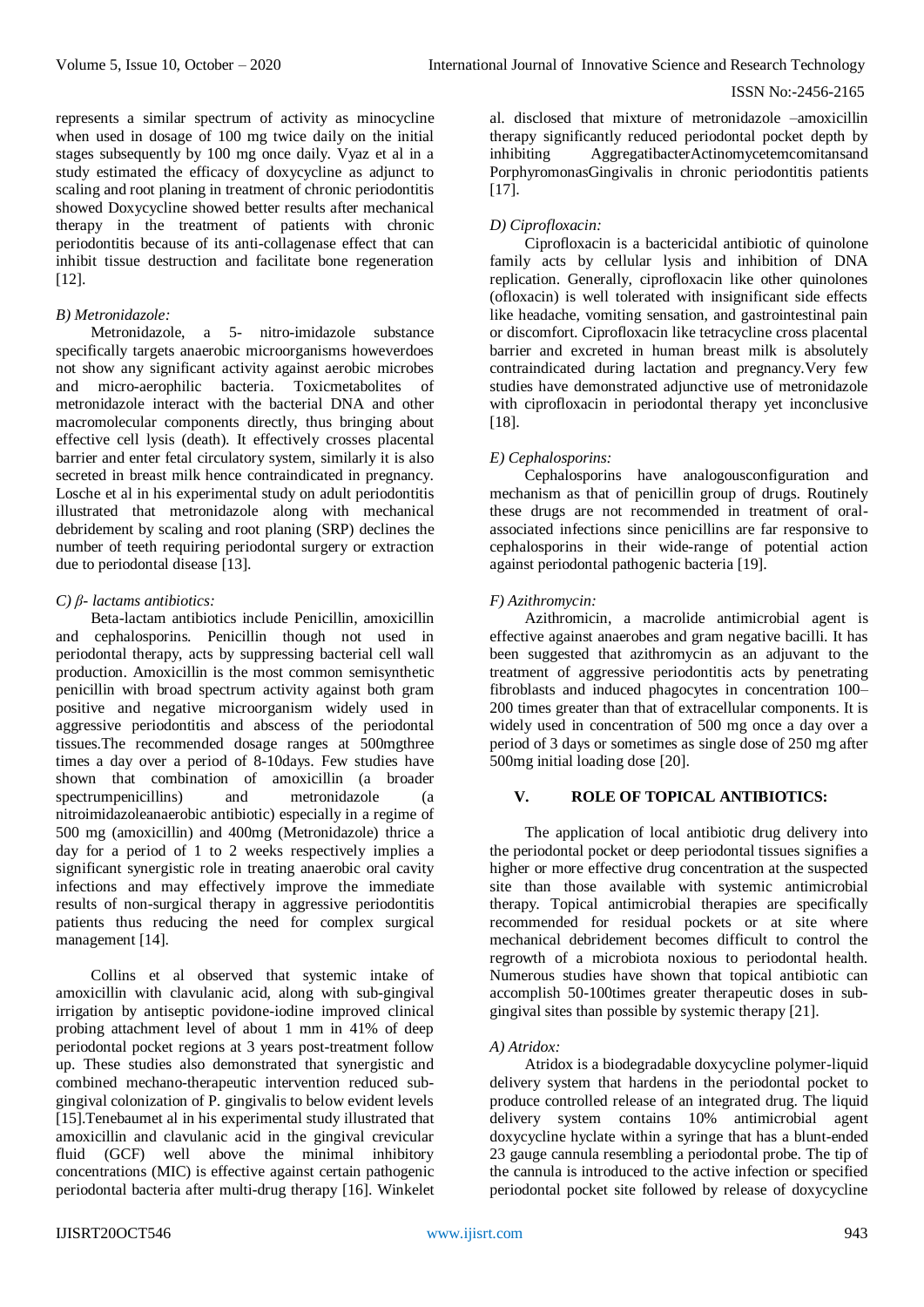represents a similar spectrum of activity as minocycline when used in dosage of 100 mg twice daily on the initial stages subsequently by 100 mg once daily. Vyaz et al in a study estimated the efficacy of doxycycline as adjunct to scaling and root planing in treatment of chronic periodontitis showed Doxycycline showed better results after mechanical therapy in the treatment of patients with chronic periodontitis because of its anti-collagenase effect that can inhibit tissue destruction and facilitate bone regeneration [12].

*B) Metronidazole:*

Metronidazole, a 5- nitro-imidazole substance specifically targets anaerobic microorganisms howeverdoes not show any significant activity against aerobic microbes and micro-aerophilic bacteria. Toxicmetabolites of metronidazole interact with the bacterial DNA and other macromolecular components directly, thus bringing about effective cell lysis (death). It effectively crosses placental barrier and enter fetal circulatory system, similarly it is also secreted in breast milk hence contraindicated in pregnancy. Losche et al in his experimental study on adult periodontitis illustrated that metronidazole along with mechanical debridement by scaling and root planing (SRP) declines the number of teeth requiring periodontal surgery or extraction due to periodontal disease [13].

*C) β- lactams antibiotics:*

Beta-lactam antibiotics include Penicillin, amoxicillin and cephalosporins. Penicillin though not used in periodontal therapy, acts by suppressing bacterial cell wall production. Amoxicillin is the most common semisynthetic penicillin with broad spectrum activity against both gram positive and negative microorganism widely used in aggressive periodontitis and abscess of the periodontal tissues.The recommended dosage ranges at 500mgthree times a day over a period of 8-10days. Few studies have shown that combination of amoxicillin (a broader spectrumpenicillins) and metronidazole (a nitroimidazoleanaerobic antibiotic) especially in a regime of 500 mg (amoxicillin) and 400mg (Metronidazole) thrice a day for a period of 1 to 2 weeks respectively implies a significant synergistic role in treating anaerobic oral cavity infections and may effectively improve the immediate results of non-surgical therapy in aggressive periodontitis patients thus reducing the need for complex surgical management [14].

Collins et al observed that systemic intake of amoxicillin with clavulanic acid, along with sub-gingival irrigation by antiseptic povidone-iodine improved clinical probing attachment level of about 1 mm in 41% of deep periodontal pocket regions at 3 years post-treatment follow up. These studies also demonstrated that synergistic and combined mechano-therapeutic intervention reduced sub-gingival colonization of P. gingivalis to below evident levels [15].Tenebaumet al in his experimental study illustrated that amoxicillin and clavulanic acid in the gingival crevicular fluid (GCF) well above the minimal inhibitory concentrations (MIC) is effective against certain pathogenic periodontal bacteria after multi-drug therapy [16]. Winkelet al. disclosed that mixture of metronidazole –amoxicillin therapy significantly reduced periodontal pocket depth by inhibiting AggregatibacterActinomycetemcomitansand PorphyromonasGingivalis in chronic periodontitis patients [17].

*D) Ciprofloxacin:*

Ciprofloxacin is a bactericidal antibiotic of quinolone family acts by cellular lysis and inhibition of DNA replication. Generally, ciprofloxacin like other quinolones (ofloxacin) is well tolerated with insignificant side effects like headache, vomiting sensation, and gastrointestinal pain or discomfort. Ciprofloxacin like tetracycline cross placental barrier and excreted in human breast milk is absolutely contraindicated during lactation and pregnancy.Very few studies have demonstrated adjunctive use of metronidazole with ciprofloxacin in periodontal therapy yet inconclusive [18].

*E) Cephalosporins:*

Cephalosporins have analogousconfiguration and mechanism as that of penicillin group of drugs. Routinely these drugs are not recommended in treatment of oral-associated infections since penicillins are far responsive to cephalosporins in their wide-range of potential action against periodontal pathogenic bacteria [19].

*F) Azithromycin:*

Azithromicin, a macrolide antimicrobial agent is effective against anaerobes and gram negative bacilli. It has been suggested that azithromycin as an adjuvant to the treatment of aggressive periodontitis acts by penetrating fibroblasts and induced phagocytes in concentration 100–200 times greater than that of extracellular components. It is widely used in concentration of 500 mg once a day over a period of 3 days or sometimes as single dose of 250 mg after 500mg initial loading dose [20].

## V. ROLE OF TOPICAL ANTIBIOTICS:

The application of local antibiotic drug delivery into the periodontal pocket or deep periodontal tissues signifies a higher or more effective drug concentration at the suspected site than those available with systemic antimicrobial therapy. Topical antimicrobial therapies are specifically recommended for residual pockets or at site where mechanical debridement becomes difficult to control the regrowth of a microbiota noxious to periodontal health. Numerous studies have shown that topical antibiotic can accomplish 50-100times greater therapeutic doses in sub-gingival sites than possible by systemic therapy [21].

*A) Atridox:*

Atridox is a biodegradable doxycycline polymer-liquid delivery system that hardens in the periodontal pocket to produce controlled release of an integrated drug. The liquid delivery system contains 10% antimicrobial agent doxycycline hyclate within a syringe that has a blunt-ended 23 gauge cannula resembling a periodontal probe. The tip of the cannula is introduced to the active infection or specified periodontal pocket site followed by release of doxycycline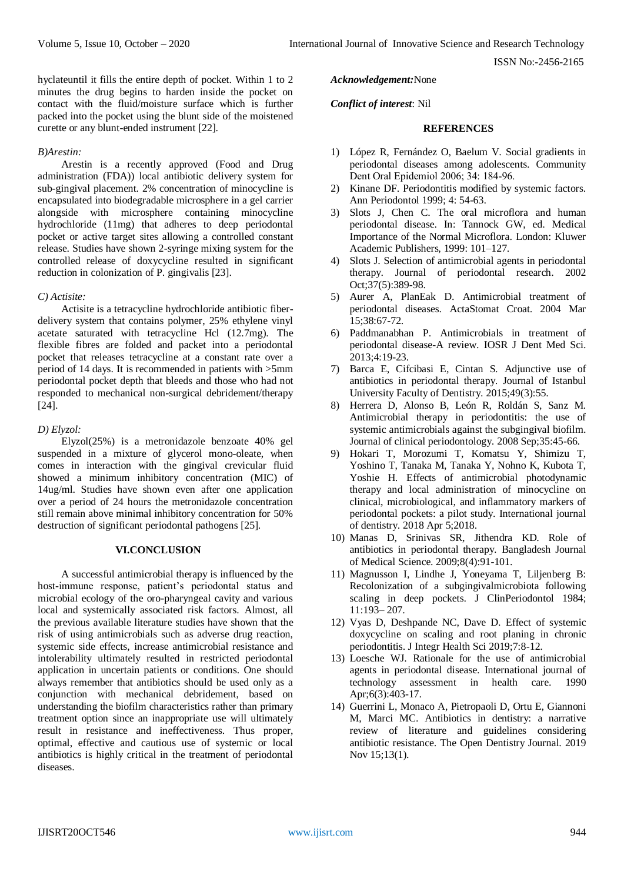hyclateuntil it fills the entire depth of pocket. Within 1 to 2 minutes the drug begins to harden inside the pocket on contact with the fluid/moisture surface which is further packed into the pocket using the blunt side of the moistened curette or any blunt-ended instrument [22].

*B)Arestin:*

Arestin is a recently approved (Food and Drug administration (FDA)) local antibiotic delivery system for sub-gingival placement. 2% concentration of minocycline is encapsulated into biodegradable microsphere in a gel carrier alongside with microsphere containing minocycline hydrochloride (11mg) that adheres to deep periodontal pocket or active target sites allowing a controlled constant release. Studies have shown 2-syringe mixing system for the controlled release of doxycycline resulted in significant reduction in colonization of P. gingivalis [23].

*C) Actisite:*

Actisite is a tetracycline hydrochloride antibiotic fiber-delivery system that contains polymer, 25% ethylene vinyl acetate saturated with tetracycline Hcl (12.7mg). The flexible fibres are folded and packet into a periodontal pocket that releases tetracycline at a constant rate over a period of 14 days. It is recommended in patients with >5mm periodontal pocket depth that bleeds and those who had not responded to mechanical non-surgical debridement/therapy [24].

*D) Elyzol:*

Elyzol(25%) is a metronidazole benzoate 40% gel suspended in a mixture of glycerol mono-oleate, when comes in interaction with the gingival crevicular fluid showed a minimum inhibitory concentration (MIC) of 14ug/ml. Studies have shown even after one application over a period of 24 hours the metronidazole concentration still remain above minimal inhibitory concentration for 50% destruction of significant periodontal pathogens [25].

## VI.CONCLUSION

A successful antimicrobial therapy is influenced by the host-immune response, patient's periodontal status and microbial ecology of the oro-pharyngeal cavity and various local and systemically associated risk factors. Almost, all the previous available literature studies have shown that the risk of using antimicrobials such as adverse drug reaction, systemic side effects, increase antimicrobial resistance and intolerability ultimately resulted in restricted periodontal application in uncertain patients or conditions. One should always remember that antibiotics should be used only as a conjunction with mechanical debridement, based on understanding the biofilm characteristics rather than primary treatment option since an inappropriate use will ultimately result in resistance and ineffectiveness. Thus proper, optimal, effective and cautious use of systemic or local antibiotics is highly critical in the treatment of periodontal diseases.

***Acknowledgement:***None

***Conflict of interest***: Nil

## REFERENCES

1) López R, Fernández O, Baelum V. Social gradients in periodontal diseases among adolescents. Community Dent Oral Epidemiol 2006; 34: 184-96.
2) Kinane DF. Periodontitis modified by systemic factors. Ann Periodontol 1999; 4: 54-63.
3) Slots J, Chen C. The oral microflora and human periodontal disease. In: Tannock GW, ed. Medical Importance of the Normal Microflora. London: Kluwer Academic Publishers, 1999: 101–127.
4) Slots J. Selection of antimicrobial agents in periodontal therapy. Journal of periodontal research. 2002 Oct;37(5):389-98.
5) Aurer A, PlanEak D. Antimicrobial treatment of periodontal diseases. ActaStomat Croat. 2004 Mar 15;38:67-72.
6) Paddmanabhan P. Antimicrobials in treatment of periodontal disease-A review. IOSR J Dent Med Sci. 2013;4:19-23.
7) Barca E, Cifcibasi E, Cintan S. Adjunctive use of antibiotics in periodontal therapy. Journal of Istanbul University Faculty of Dentistry. 2015;49(3):55.
8) Herrera D, Alonso B, León R, Roldán S, Sanz M. Antimicrobial therapy in periodontitis: the use of systemic antimicrobials against the subgingival biofilm. Journal of clinical periodontology. 2008 Sep;35:45-66.
9) Hokari T, Morozumi T, Komatsu Y, Shimizu T, Yoshino T, Tanaka M, Tanaka Y, Nohno K, Kubota T, Yoshie H. Effects of antimicrobial photodynamic therapy and local administration of minocycline on clinical, microbiological, and inflammatory markers of periodontal pockets: a pilot study. International journal of dentistry. 2018 Apr 5;2018.
10) Manas D, Srinivas SR, Jithendra KD. Role of antibiotics in periodontal therapy. Bangladesh Journal of Medical Science. 2009;8(4):91-101.
11) Magnusson I, Lindhe J, Yoneyama T, Liljenberg B: Recolonization of a subgingivalmicrobiota following scaling in deep pockets. J ClinPeriodontol 1984; 11:193– 207.
12) Vyas D, Deshpande NC, Dave D. Effect of systemic doxycycline on scaling and root planing in chronic periodontitis. J Integr Health Sci 2019;7:8-12.
13) Loesche WJ. Rationale for the use of antimicrobial agents in periodontal disease. International journal of technology assessment in health care. 1990 Apr;6(3):403-17.
14) Guerrini L, Monaco A, Pietropaoli D, Ortu E, Giannoni M, Marci MC. Antibiotics in dentistry: a narrative review of literature and guidelines considering antibiotic resistance. The Open Dentistry Journal. 2019 Nov 15;13(1).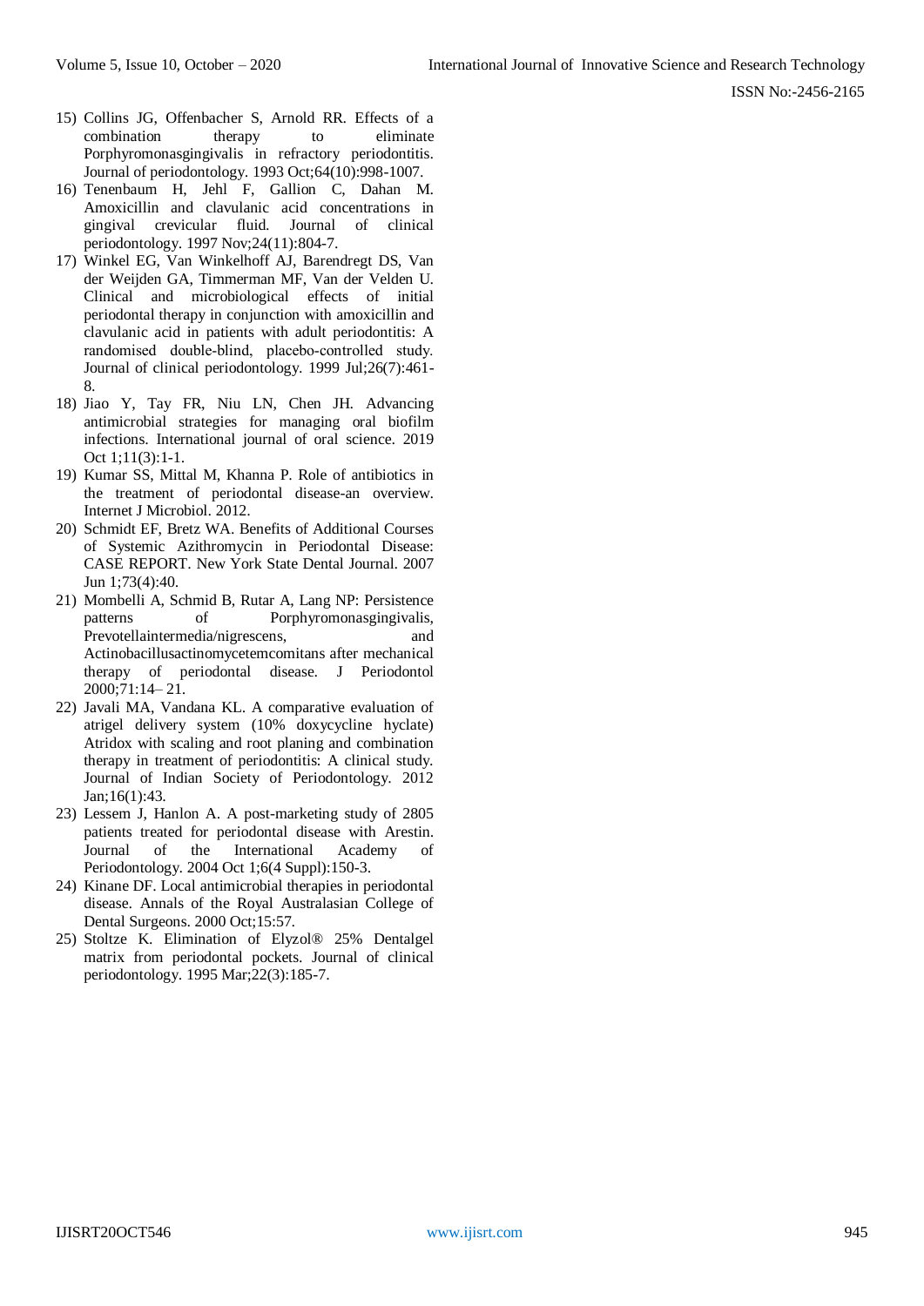15) Collins JG, Offenbacher S, Arnold RR. Effects of a combination therapy to eliminate Porphyromonasgingivalis in refractory periodontitis. Journal of periodontology. 1993 Oct;64(10):998-1007.
16) Tenenbaum H, Jehl F, Gallion C, Dahan M. Amoxicillin and clavulanic acid concentrations in gingival crevicular fluid. Journal of clinical periodontology. 1997 Nov;24(11):804-7.
17) Winkel EG, Van Winkelhoff AJ, Barendregt DS, Van der Weijden GA, Timmerman MF, Van der Velden U. Clinical and microbiological effects of initial periodontal therapy in conjunction with amoxicillin and clavulanic acid in patients with adult periodontitis: A randomised double-blind, placebo-controlled study. Journal of clinical periodontology. 1999 Jul;26(7):461-8.
18) Jiao Y, Tay FR, Niu LN, Chen JH. Advancing antimicrobial strategies for managing oral biofilm infections. International journal of oral science. 2019 Oct 1;11(3):1-1.
19) Kumar SS, Mittal M, Khanna P. Role of antibiotics in the treatment of periodontal disease-an overview. Internet J Microbiol. 2012.
20) Schmidt EF, Bretz WA. Benefits of Additional Courses of Systemic Azithromycin in Periodontal Disease: CASE REPORT. New York State Dental Journal. 2007 Jun 1;73(4):40.
21) Mombelli A, Schmid B, Rutar A, Lang NP: Persistence patterns of Porphyromonasgingivalis, Prevotellaintermedia/nigrescens, and Actinobacillusactinomycetemcomitans after mechanical therapy of periodontal disease. J Periodontol 2000;71:14– 21.
22) Javali MA, Vandana KL. A comparative evaluation of atrigel delivery system (10% doxycycline hyclate) Atridox with scaling and root planing and combination therapy in treatment of periodontitis: A clinical study. Journal of Indian Society of Periodontology. 2012 Jan;16(1):43.
23) Lessem J, Hanlon A. A post-marketing study of 2805 patients treated for periodontal disease with Arestin. Journal of the International Academy of Periodontology. 2004 Oct 1;6(4 Suppl):150-3.
24) Kinane DF. Local antimicrobial therapies in periodontal disease. Annals of the Royal Australasian College of Dental Surgeons. 2000 Oct;15:57.
25) Stoltze K. Elimination of Elyzol® 25% Dentalgel matrix from periodontal pockets. Journal of clinical periodontology. 1995 Mar;22(3):185-7.